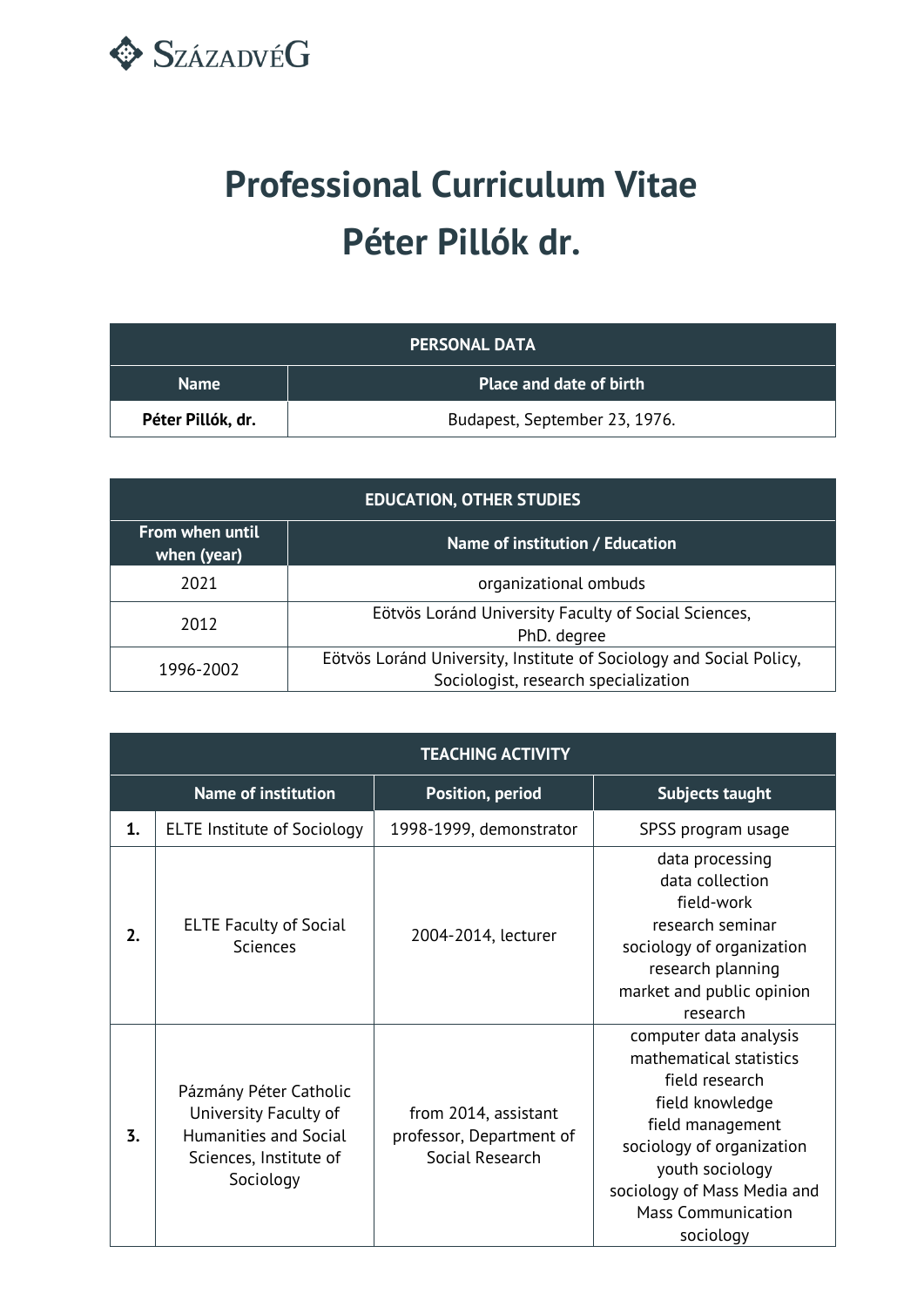SzázadvéG

# Professional Curriculum Vitae
# Péter Pillók dr.

| PERSONAL DATA | |
|---|---|
| **Name** | **Place and date of birth** |
| **Péter Pillók, dr.** | Budapest, September 23, 1976. |

| EDUCATION, OTHER STUDIES | |
|---|---|
| **From when until when (year)** | **Name of institution / Education** |
| 2021 | organizational ombuds |
| 2012 | Eötvös Loránd University Faculty of Social Sciences, PhD. degree |
| 1996-2002 | Eötvös Loránd University, Institute of Sociology and Social Policy, Sociologist, research specialization |

| TEACHING ACTIVITY | | | |
|---|---|---|---|
| | **Name of institution** | **Position, period** | **Subjects taught** |
| **1.** | ELTE Institute of Sociology | 1998-1999, demonstrator | SPSS program usage |
| **2.** | ELTE Faculty of Social Sciences | 2004-2014, lecturer | data processing<br>data collection<br>field-work<br>research seminar<br>sociology of organization<br>research planning<br>market and public opinion research |
| **3.** | Pázmány Péter Catholic University Faculty of Humanities and Social Sciences, Institute of Sociology | from 2014, assistant professor, Department of Social Research | computer data analysis<br>mathematical statistics<br>field research<br>field knowledge<br>field management<br>sociology of organization<br>youth sociology<br>sociology of Mass Media and Mass Communication<br>sociology |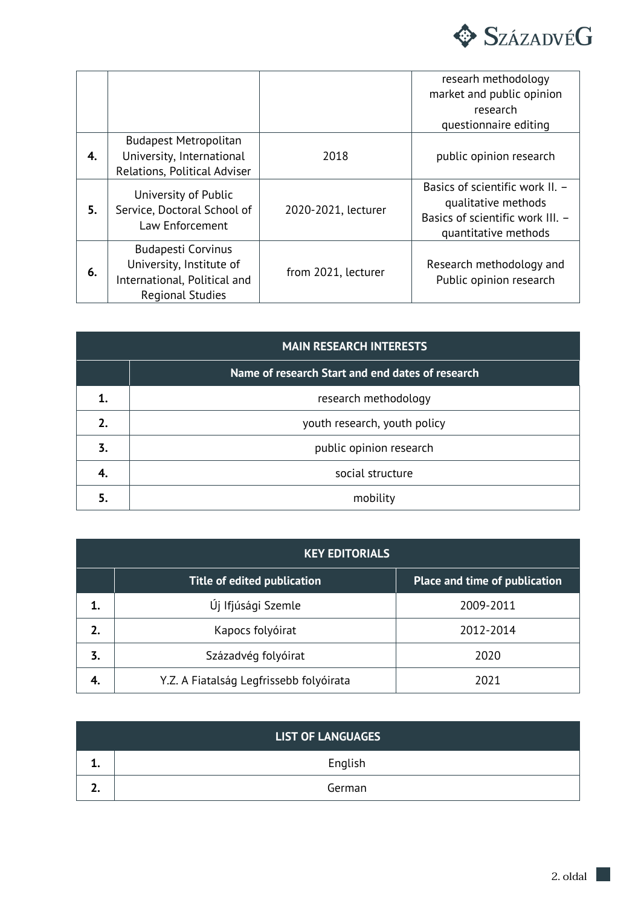|  |  |  | researh methodology<br>market and public opinion research<br>questionnaire editing |
|---|---|---|---|
| **4.** | Budapest Metropolitan University, International Relations, Political Adviser | 2018 | public opinion research |
| **5.** | University of Public Service, Doctoral School of Law Enforcement | 2020-2021, lecturer | Basics of scientific work II. – qualitative methods<br>Basics of scientific work III. – quantitative methods |
| **6.** | Budapesti Corvinus University, Institute of International, Political and Regional Studies | from 2021, lecturer | Research methodology and Public opinion research |

| MAIN RESEARCH INTERESTS | |
|---|---|
| | **Name of research Start and end dates of research** |
| **1.** | research methodology |
| **2.** | youth research, youth policy |
| **3.** | public opinion research |
| **4.** | social structure |
| **5.** | mobility |

| KEY EDITORIALS | | |
|---|---|---|
| | **Title of edited publication** | **Place and time of publication** |
| **1.** | Új Ifjúsági Szemle | 2009-2011 |
| **2.** | Kapocs folyóirat | 2012-2014 |
| **3.** | Századvég folyóirat | 2020 |
| **4.** | Y.Z. A Fiatalság Legfrissebb folyóirata | 2021 |

| LIST OF LANGUAGES | |
|---|---|
| **1.** | English |
| **2.** | German |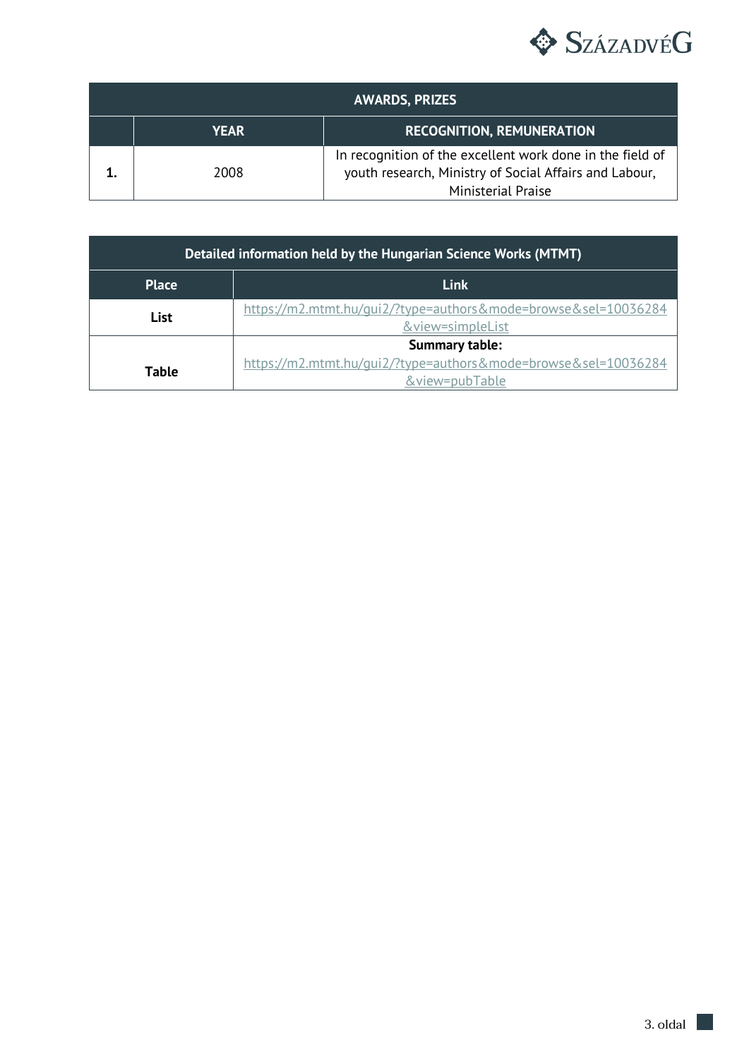| AWARDS, PRIZES | | |
|---|---|---|
| | **YEAR** | **RECOGNITION, REMUNERATION** |
| **1.** | 2008 | In recognition of the excellent work done in the field of youth research, Ministry of Social Affairs and Labour, Ministerial Praise |

| Detailed information held by the Hungarian Science Works (MTMT) | |
|---|---|
| **Place** | **Link** |
| **List** | https://m2.mtmt.hu/gui2/?type=authors&mode=browse&sel=10036284&view=simpleList |
| **Table** | **Summary table:** https://m2.mtmt.hu/gui2/?type=authors&mode=browse&sel=10036284&view=pubTable |